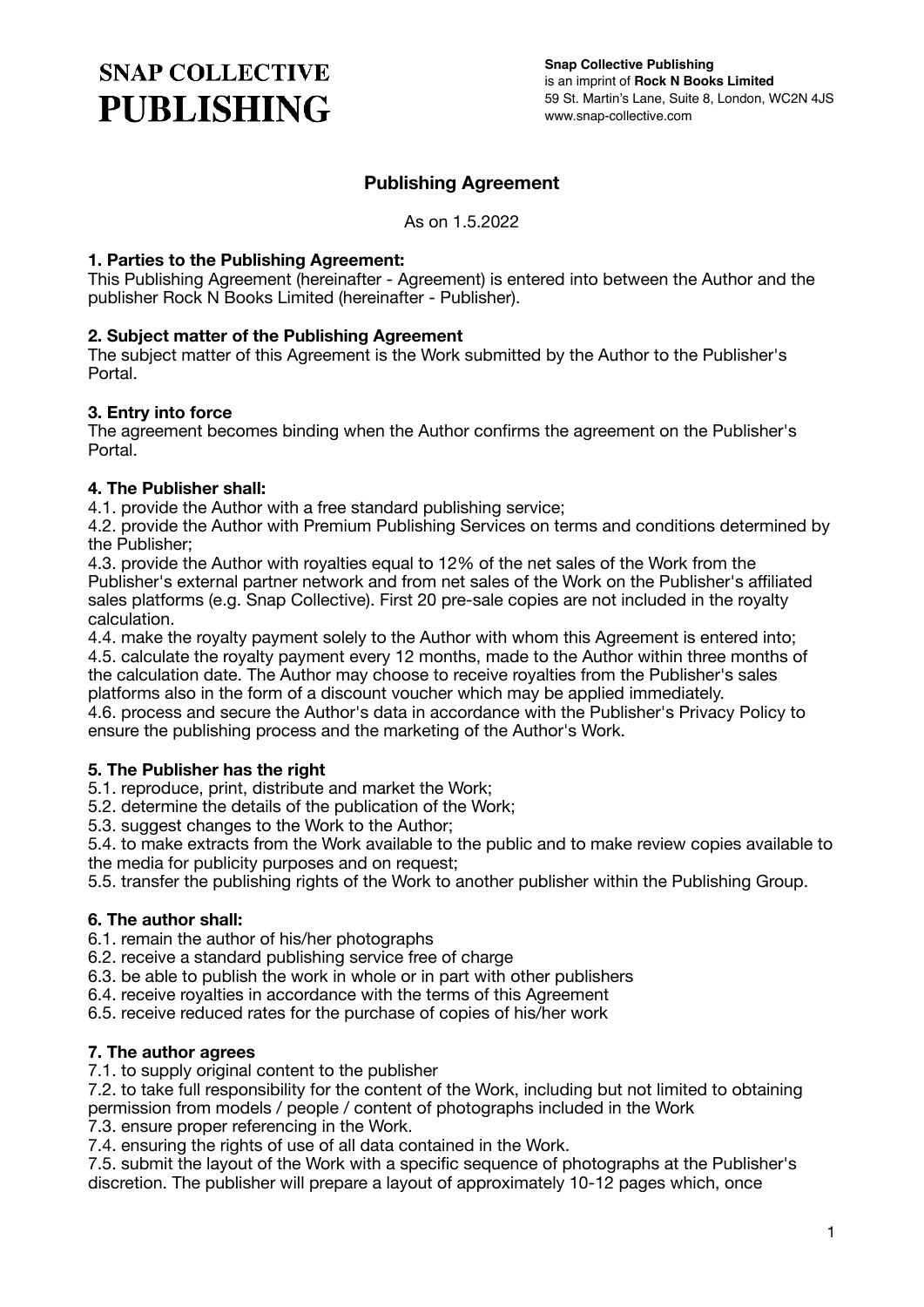# SNAP COLLECTIVE PUBLISHING

**Snap Collective Publishing**
is an imprint of **Rock N Books Limited**
59 St. Martin's Lane, Suite 8, London, WC2N 4JS
www.snap-collective.com

## Publishing Agreement

As on 1.5.2022

### 1. Parties to the Publishing Agreement:

This Publishing Agreement (hereinafter - Agreement) is entered into between the Author and the publisher Rock N Books Limited (hereinafter - Publisher).

### 2. Subject matter of the Publishing Agreement

The subject matter of this Agreement is the Work submitted by the Author to the Publisher's Portal.

### 3. Entry into force

The agreement becomes binding when the Author confirms the agreement on the Publisher's Portal.

### 4. The Publisher shall:

4.1. provide the Author with a free standard publishing service;
4.2. provide the Author with Premium Publishing Services on terms and conditions determined by the Publisher;
4.3. provide the Author with royalties equal to 12% of the net sales of the Work from the Publisher's external partner network and from net sales of the Work on the Publisher's affiliated sales platforms (e.g. Snap Collective). First 20 pre-sale copies are not included in the royalty calculation.
4.4. make the royalty payment solely to the Author with whom this Agreement is entered into;
4.5. calculate the royalty payment every 12 months, made to the Author within three months of the calculation date. The Author may choose to receive royalties from the Publisher's sales platforms also in the form of a discount voucher which may be applied immediately.
4.6. process and secure the Author's data in accordance with the Publisher's Privacy Policy to ensure the publishing process and the marketing of the Author's Work.

### 5. The Publisher has the right

5.1. reproduce, print, distribute and market the Work;
5.2. determine the details of the publication of the Work;
5.3. suggest changes to the Work to the Author;
5.4. to make extracts from the Work available to the public and to make review copies available to the media for publicity purposes and on request;
5.5. transfer the publishing rights of the Work to another publisher within the Publishing Group.

### 6. The author shall:

6.1. remain the author of his/her photographs
6.2. receive a standard publishing service free of charge
6.3. be able to publish the work in whole or in part with other publishers
6.4. receive royalties in accordance with the terms of this Agreement
6.5. receive reduced rates for the purchase of copies of his/her work

### 7. The author agrees

7.1. to supply original content to the publisher
7.2. to take full responsibility for the content of the Work, including but not limited to obtaining permission from models / people / content of photographs included in the Work
7.3. ensure proper referencing in the Work.
7.4. ensuring the rights of use of all data contained in the Work.
7.5. submit the layout of the Work with a specific sequence of photographs at the Publisher's discretion. The publisher will prepare a layout of approximately 10-12 pages which, once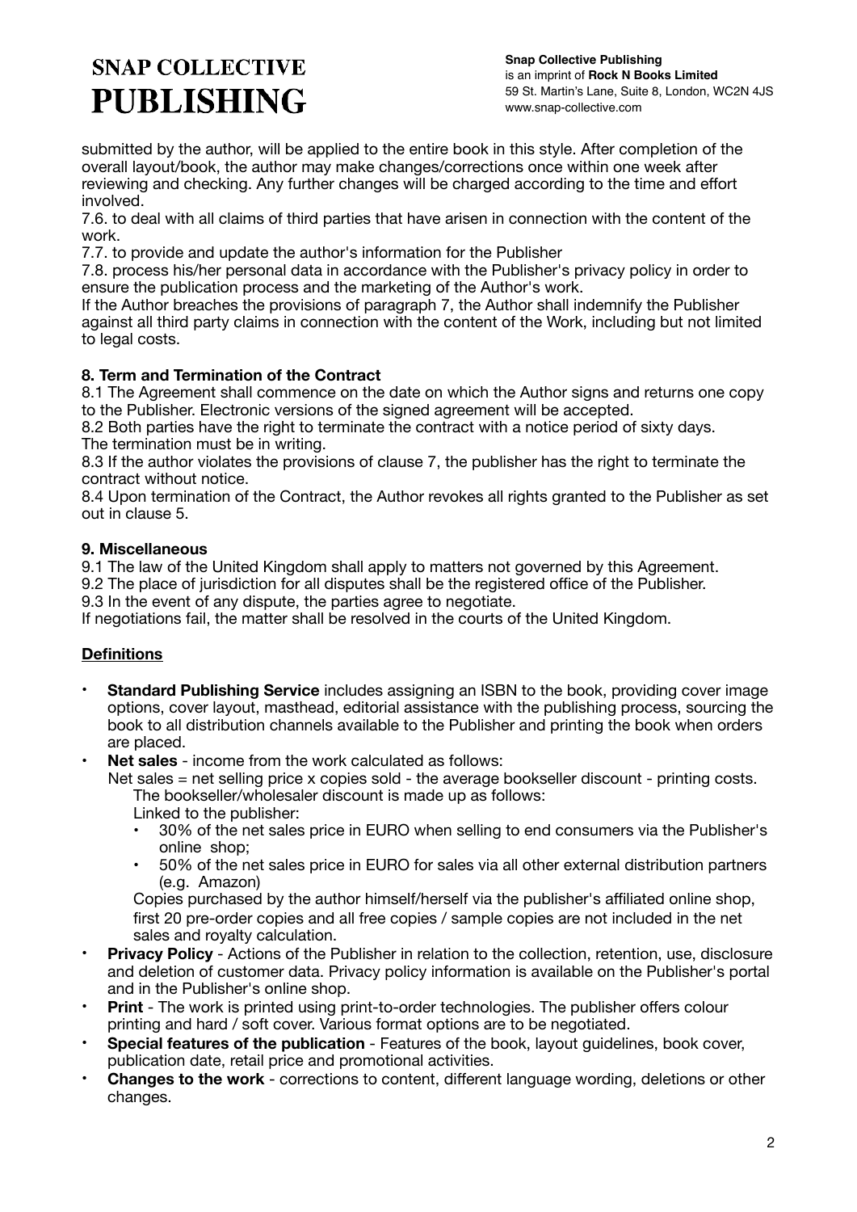submitted by the author, will be applied to the entire book in this style. After completion of the overall layout/book, the author may make changes/corrections once within one week after reviewing and checking. Any further changes will be charged according to the time and effort involved.

7.6. to deal with all claims of third parties that have arisen in connection with the content of the work.

7.7. to provide and update the author's information for the Publisher

7.8. process his/her personal data in accordance with the Publisher's privacy policy in order to ensure the publication process and the marketing of the Author's work.

If the Author breaches the provisions of paragraph 7, the Author shall indemnify the Publisher against all third party claims in connection with the content of the Work, including but not limited to legal costs.

**8. Term and Termination of the Contract**

8.1 The Agreement shall commence on the date on which the Author signs and returns one copy to the Publisher. Electronic versions of the signed agreement will be accepted.

8.2 Both parties have the right to terminate the contract with a notice period of sixty days. The termination must be in writing.

8.3 If the author violates the provisions of clause 7, the publisher has the right to terminate the contract without notice.

8.4 Upon termination of the Contract, the Author revokes all rights granted to the Publisher as set out in clause 5.

**9. Miscellaneous**

9.1 The law of the United Kingdom shall apply to matters not governed by this Agreement.

9.2 The place of jurisdiction for all disputes shall be the registered office of the Publisher.

9.3 In the event of any dispute, the parties agree to negotiate.

If negotiations fail, the matter shall be resolved in the courts of the United Kingdom.

**Definitions**

- **Standard Publishing Service** includes assigning an ISBN to the book, providing cover image options, cover layout, masthead, editorial assistance with the publishing process, sourcing the book to all distribution channels available to the Publisher and printing the book when orders are placed.
- **Net sales** - income from the work calculated as follows:
  Net sales = net selling price x copies sold - the average bookseller discount - printing costs.
  The bookseller/wholesaler discount is made up as follows:
  Linked to the publisher:
  - 30% of the net sales price in EURO when selling to end consumers via the Publisher's online shop;
  - 50% of the net sales price in EURO for sales via all other external distribution partners (e.g. Amazon)

  Copies purchased by the author himself/herself via the publisher's affiliated online shop, first 20 pre-order copies and all free copies / sample copies are not included in the net sales and royalty calculation.
- **Privacy Policy** - Actions of the Publisher in relation to the collection, retention, use, disclosure and deletion of customer data. Privacy policy information is available on the Publisher's portal and in the Publisher's online shop.
- **Print** - The work is printed using print-to-order technologies. The publisher offers colour printing and hard / soft cover. Various format options are to be negotiated.
- **Special features of the publication** - Features of the book, layout guidelines, book cover, publication date, retail price and promotional activities.
- **Changes to the work** - corrections to content, different language wording, deletions or other changes.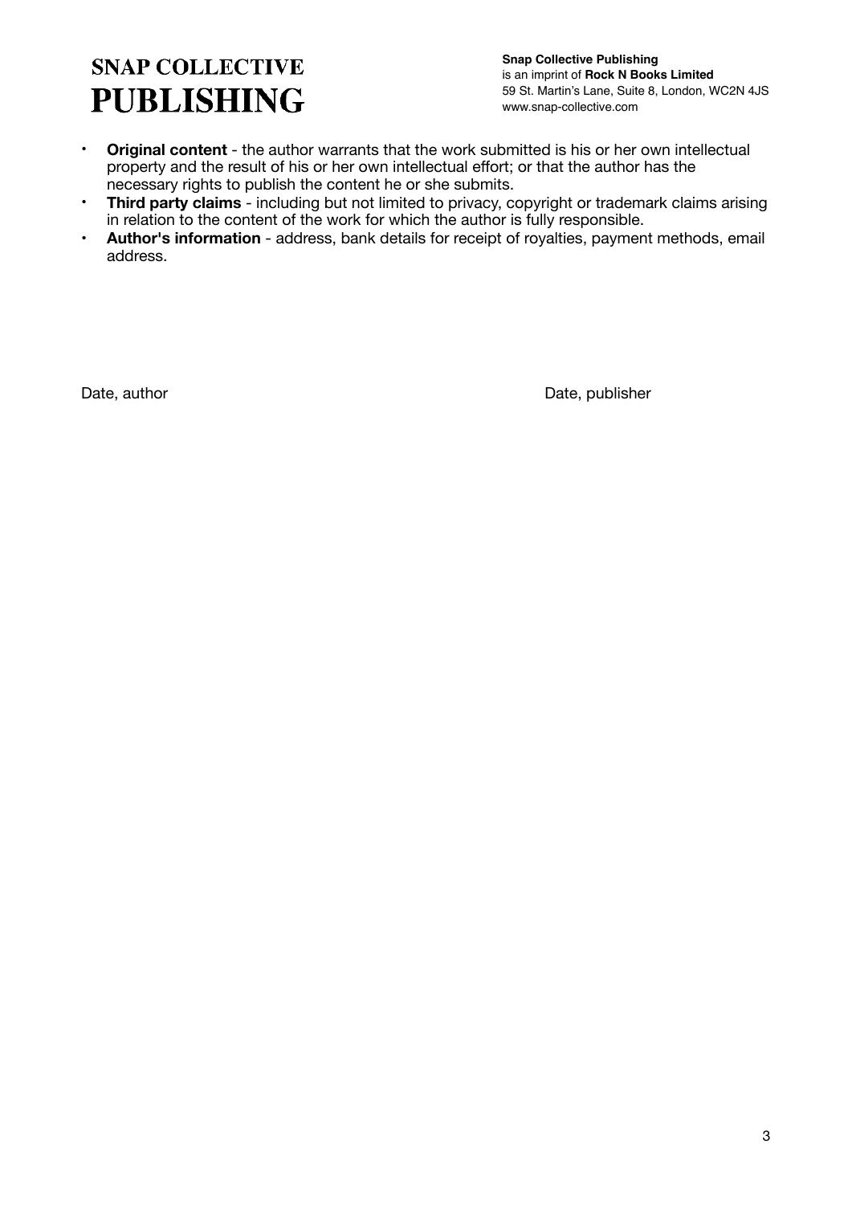# SNAP COLLECTIVE PUBLISHING

**Snap Collective Publishing**
is an imprint of **Rock N Books Limited**
59 St. Martin's Lane, Suite 8, London, WC2N 4JS
www.snap-collective.com

- **Original content** - the author warrants that the work submitted is his or her own intellectual property and the result of his or her own intellectual effort; or that the author has the necessary rights to publish the content he or she submits.
- **Third party claims** - including but not limited to privacy, copyright or trademark claims arising in relation to the content of the work for which the author is fully responsible.
- **Author's information** - address, bank details for receipt of royalties, payment methods, email address.

Date, author

Date, publisher